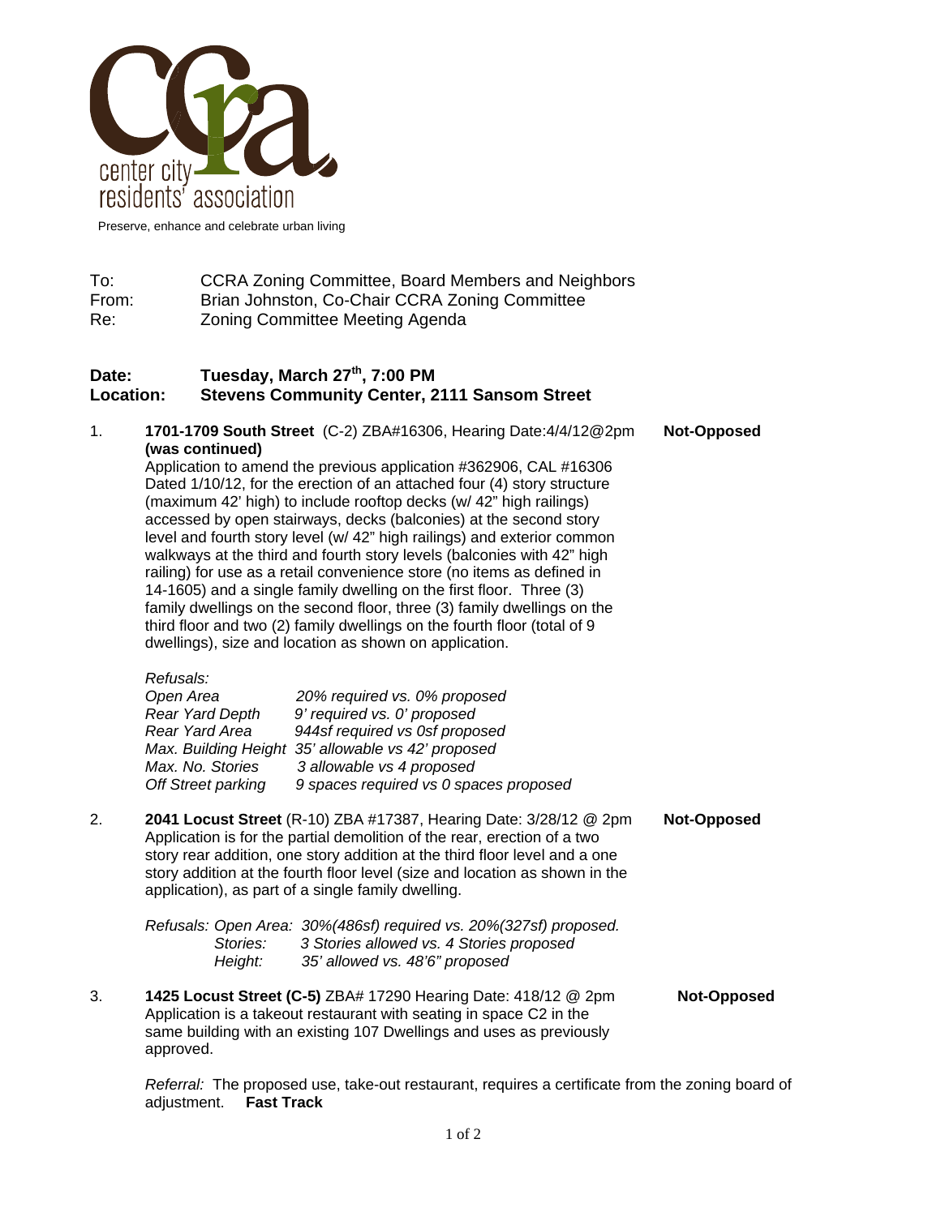center city residents' association

Preserve, enhance and celebrate urban living

To: CCRA Zoning Committee, Board Members and Neighbors
From: Brian Johnston, Co-Chair CCRA Zoning Committee
Re: Zoning Committee Meeting Agenda

**Date: Tuesday, March 27th, 7:00 PM**
**Location: Stevens Community Center, 2111 Sansom Street**

1. **1701-1709 South Street** (C-2) ZBA#16306, Hearing Date:4/4/12@2pm **(was continued)** — **Not-Opposed**

   Application to amend the previous application #362906, CAL #16306 Dated 1/10/12, for the erection of an attached four (4) story structure (maximum 42' high) to include rooftop decks (w/ 42" high railings) accessed by open stairways, decks (balconies) at the second story level and fourth story level (w/ 42" high railings) and exterior common walkways at the third and fourth story levels (balconies with 42" high railing) for use as a retail convenience store (no items as defined in 14-1605) and a single family dwelling on the first floor. Three (3) family dwellings on the second floor, three (3) family dwellings on the third floor and two (2) family dwellings on the fourth floor (total of 9 dwellings), size and location as shown on application.

   *Refusals:*

   | | |
   |---|---|
   | *Open Area* | *20% required vs. 0% proposed* |
   | *Rear Yard Depth* | *9' required vs. 0' proposed* |
   | *Rear Yard Area* | *944sf required vs 0sf proposed* |
   | *Max. Building Height* | *35' allowable vs 42' proposed* |
   | *Max. No. Stories* | *3 allowable vs 4 proposed* |
   | *Off Street parking* | *9 spaces required vs 0 spaces proposed* |

2. **2041 Locust Street** (R-10) ZBA #17387, Hearing Date: 3/28/12 @ 2pm — **Not-Opposed**

   Application is for the partial demolition of the rear, erection of a two story rear addition, one story addition at the third floor level and a one story addition at the fourth floor level (size and location as shown in the application), as part of a single family dwelling.

   *Refusals:*

   | | |
   |---|---|
   | *Open Area:* | *30%(486sf) required vs. 20%(327sf) proposed.* |
   | *Stories:* | *3 Stories allowed vs. 4 Stories proposed* |
   | *Height:* | *35' allowed vs. 48'6" proposed* |

3. **1425 Locust Street (C-5)** ZBA# 17290 Hearing Date: 418/12 @ 2pm — **Not-Opposed**

   Application is a takeout restaurant with seating in space C2 in the same building with an existing 107 Dwellings and uses as previously approved.

   *Referral:* The proposed use, take-out restaurant, requires a certificate from the zoning board of adjustment. **Fast Track**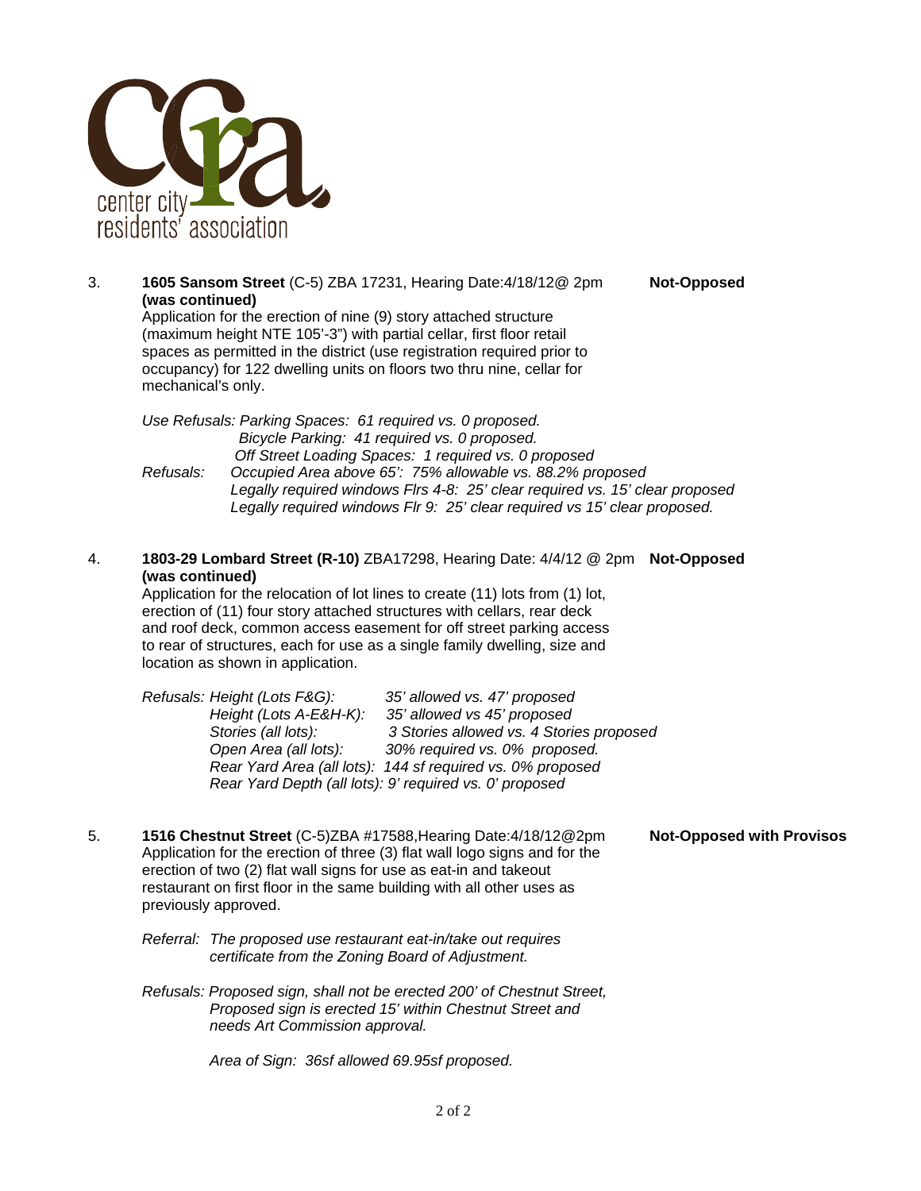center city residents' association

3. **1605 Sansom Street** (C-5) ZBA 17231, Hearing Date:4/18/12@ 2pm **(was continued)** **Not-Opposed**

   Application for the erection of nine (9) story attached structure (maximum height NTE 105'-3") with partial cellar, first floor retail spaces as permitted in the district (use registration required prior to occupancy) for 122 dwelling units on floors two thru nine, cellar for mechanical's only.

   *Use Refusals: Parking Spaces: 61 required vs. 0 proposed.*
   *Bicycle Parking: 41 required vs. 0 proposed.*
   *Off Street Loading Spaces: 1 required vs. 0 proposed*
   *Refusals: Occupied Area above 65': 75% allowable vs. 88.2% proposed*
   *Legally required windows Flrs 4-8: 25' clear required vs. 15' clear proposed*
   *Legally required windows Flr 9: 25' clear required vs 15' clear proposed.*

4. **1803-29 Lombard Street (R-10)** ZBA17298, Hearing Date: 4/4/12 @ 2pm **(was continued)** **Not-Opposed**

   Application for the relocation of lot lines to create (11) lots from (1) lot, erection of (11) four story attached structures with cellars, rear deck and roof deck, common access easement for off street parking access to rear of structures, each for use as a single family dwelling, size and location as shown in application.

   *Refusals: Height (Lots F&G): 35' allowed vs. 47' proposed*
   *Height (Lots A-E&H-K): 35' allowed vs 45' proposed*
   *Stories (all lots): 3 Stories allowed vs. 4 Stories proposed*
   *Open Area (all lots): 30% required vs. 0% proposed.*
   *Rear Yard Area (all lots): 144 sf required vs. 0% proposed*
   *Rear Yard Depth (all lots): 9' required vs. 0' proposed*

5. **1516 Chestnut Street** (C-5)ZBA #17588,Hearing Date:4/18/12@2pm **Not-Opposed with Provisos**

   Application for the erection of three (3) flat wall logo signs and for the erection of two (2) flat wall signs for use as eat-in and takeout restaurant on first floor in the same building with all other uses as previously approved.

   *Referral: The proposed use restaurant eat-in/take out requires certificate from the Zoning Board of Adjustment.*

   *Refusals: Proposed sign, shall not be erected 200' of Chestnut Street, Proposed sign is erected 15' within Chestnut Street and needs Art Commission approval.*

   *Area of Sign: 36sf allowed 69.95sf proposed.*